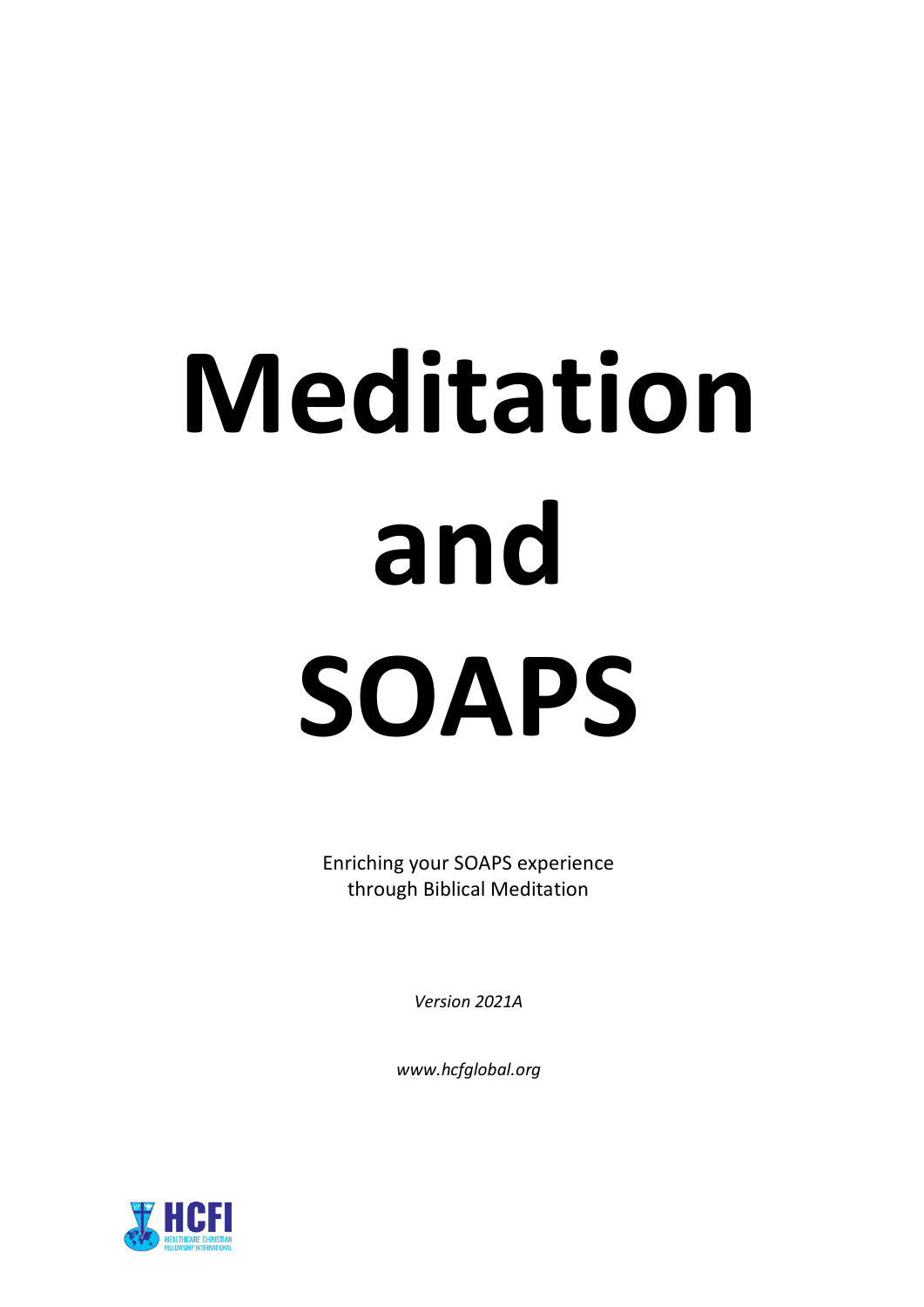# Meditation and SOAPS

Enriching your SOAPS experience
through Biblical Meditation

*Version 2021A*

*www.hcfglobal.org*

HCFI
HEALTHCARE CHRISTIAN
FELLOWSHIP INTERNATIONAL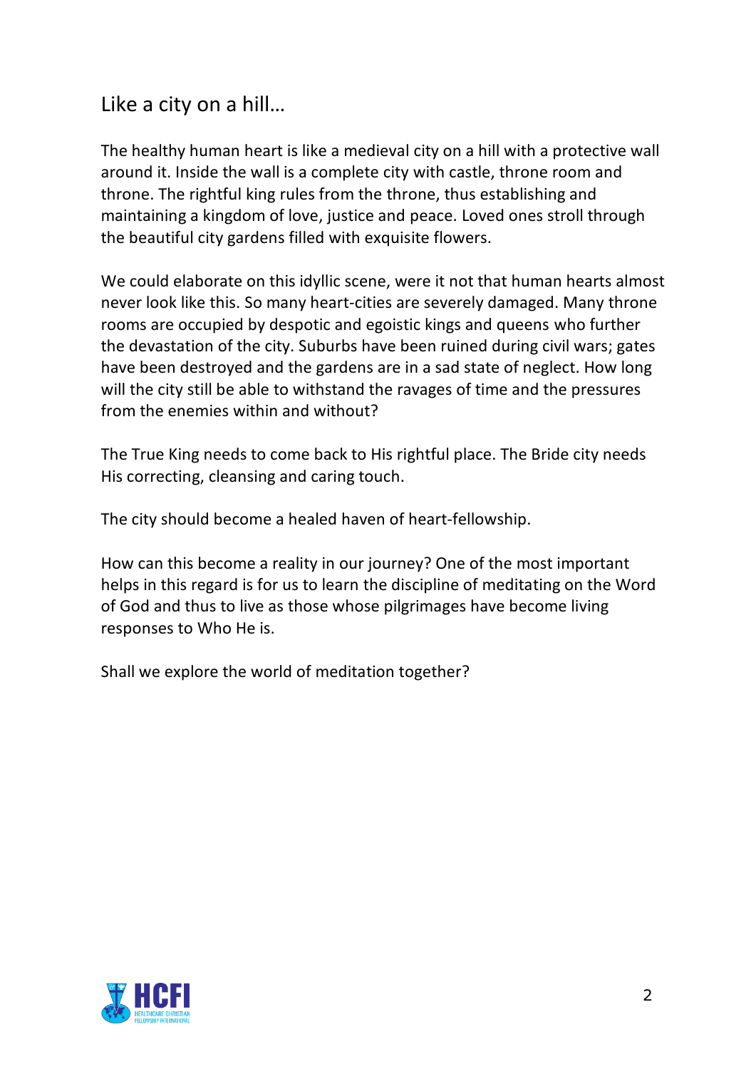## Like a city on a hill…

The healthy human heart is like a medieval city on a hill with a protective wall around it. Inside the wall is a complete city with castle, throne room and throne. The rightful king rules from the throne, thus establishing and maintaining a kingdom of love, justice and peace. Loved ones stroll through the beautiful city gardens filled with exquisite flowers.

We could elaborate on this idyllic scene, were it not that human hearts almost never look like this. So many heart-cities are severely damaged. Many throne rooms are occupied by despotic and egoistic kings and queens who further the devastation of the city. Suburbs have been ruined during civil wars; gates have been destroyed and the gardens are in a sad state of neglect. How long will the city still be able to withstand the ravages of time and the pressures from the enemies within and without?

The True King needs to come back to His rightful place. The Bride city needs His correcting, cleansing and caring touch.

The city should become a healed haven of heart-fellowship.

How can this become a reality in our journey? One of the most important helps in this regard is for us to learn the discipline of meditating on the Word of God and thus to live as those whose pilgrimages have become living responses to Who He is.

Shall we explore the world of meditation together?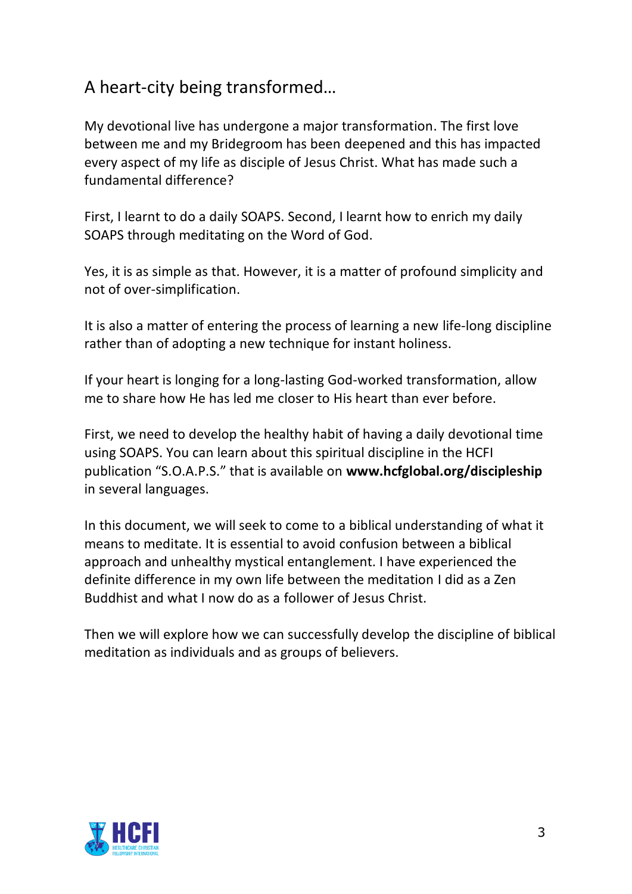## A heart-city being transformed…

My devotional live has undergone a major transformation. The first love between me and my Bridegroom has been deepened and this has impacted every aspect of my life as disciple of Jesus Christ. What has made such a fundamental difference?

First, I learnt to do a daily SOAPS. Second, I learnt how to enrich my daily SOAPS through meditating on the Word of God.

Yes, it is as simple as that. However, it is a matter of profound simplicity and not of over-simplification.

It is also a matter of entering the process of learning a new life-long discipline rather than of adopting a new technique for instant holiness.

If your heart is longing for a long-lasting God-worked transformation, allow me to share how He has led me closer to His heart than ever before.

First, we need to develop the healthy habit of having a daily devotional time using SOAPS. You can learn about this spiritual discipline in the HCFI publication "S.O.A.P.S." that is available on **www.hcfglobal.org/discipleship** in several languages.

In this document, we will seek to come to a biblical understanding of what it means to meditate. It is essential to avoid confusion between a biblical approach and unhealthy mystical entanglement. I have experienced the definite difference in my own life between the meditation I did as a Zen Buddhist and what I now do as a follower of Jesus Christ.

Then we will explore how we can successfully develop the discipline of biblical meditation as individuals and as groups of believers.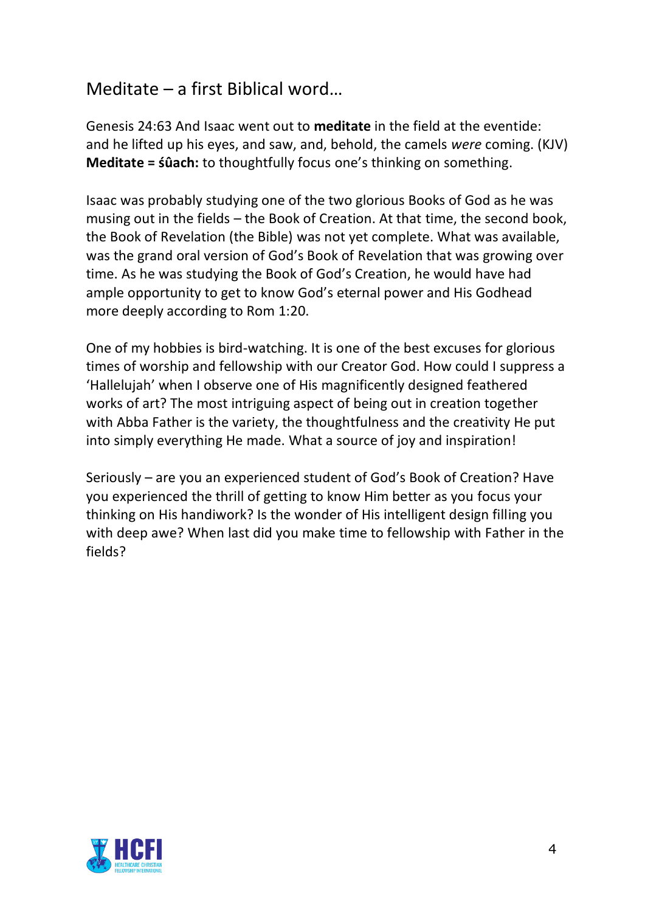## Meditate – a first Biblical word…

Genesis 24:63 And Isaac went out to **meditate** in the field at the eventide: and he lifted up his eyes, and saw, and, behold, the camels *were* coming. (KJV)
**Meditate = śûach:** to thoughtfully focus one's thinking on something.

Isaac was probably studying one of the two glorious Books of God as he was musing out in the fields – the Book of Creation. At that time, the second book, the Book of Revelation (the Bible) was not yet complete. What was available, was the grand oral version of God's Book of Revelation that was growing over time. As he was studying the Book of God's Creation, he would have had ample opportunity to get to know God's eternal power and His Godhead more deeply according to Rom 1:20.

One of my hobbies is bird-watching. It is one of the best excuses for glorious times of worship and fellowship with our Creator God. How could I suppress a 'Hallelujah' when I observe one of His magnificently designed feathered works of art? The most intriguing aspect of being out in creation together with Abba Father is the variety, the thoughtfulness and the creativity He put into simply everything He made. What a source of joy and inspiration!

Seriously – are you an experienced student of God's Book of Creation? Have you experienced the thrill of getting to know Him better as you focus your thinking on His handiwork? Is the wonder of His intelligent design filling you with deep awe? When last did you make time to fellowship with Father in the fields?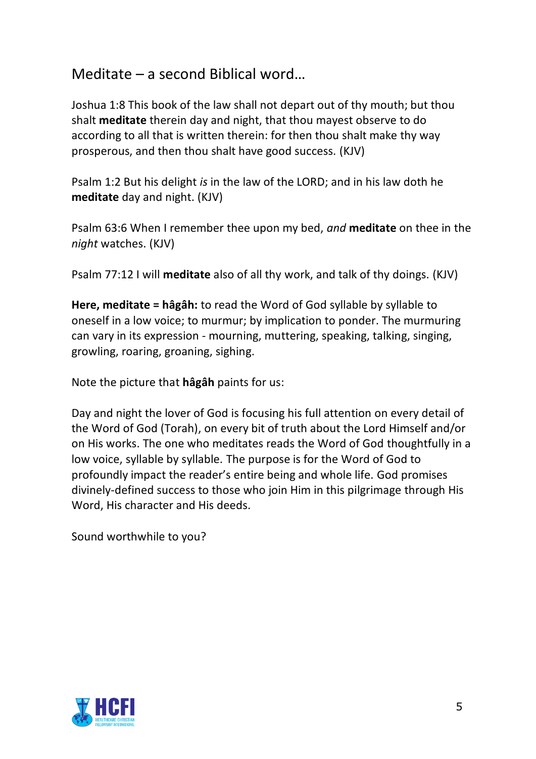## Meditate – a second Biblical word…

Joshua 1:8 This book of the law shall not depart out of thy mouth; but thou shalt **meditate** therein day and night, that thou mayest observe to do according to all that is written therein: for then thou shalt make thy way prosperous, and then thou shalt have good success. (KJV)

Psalm 1:2 But his delight *is* in the law of the LORD; and in his law doth he **meditate** day and night. (KJV)

Psalm 63:6 When I remember thee upon my bed, *and* **meditate** on thee in the *night* watches. (KJV)

Psalm 77:12 I will **meditate** also of all thy work, and talk of thy doings. (KJV)

**Here, meditate = hâgâh:** to read the Word of God syllable by syllable to oneself in a low voice; to murmur; by implication to ponder. The murmuring can vary in its expression - mourning, muttering, speaking, talking, singing, growling, roaring, groaning, sighing.

Note the picture that **hâgâh** paints for us:

Day and night the lover of God is focusing his full attention on every detail of the Word of God (Torah), on every bit of truth about the Lord Himself and/or on His works. The one who meditates reads the Word of God thoughtfully in a low voice, syllable by syllable. The purpose is for the Word of God to profoundly impact the reader's entire being and whole life. God promises divinely-defined success to those who join Him in this pilgrimage through His Word, His character and His deeds.

Sound worthwhile to you?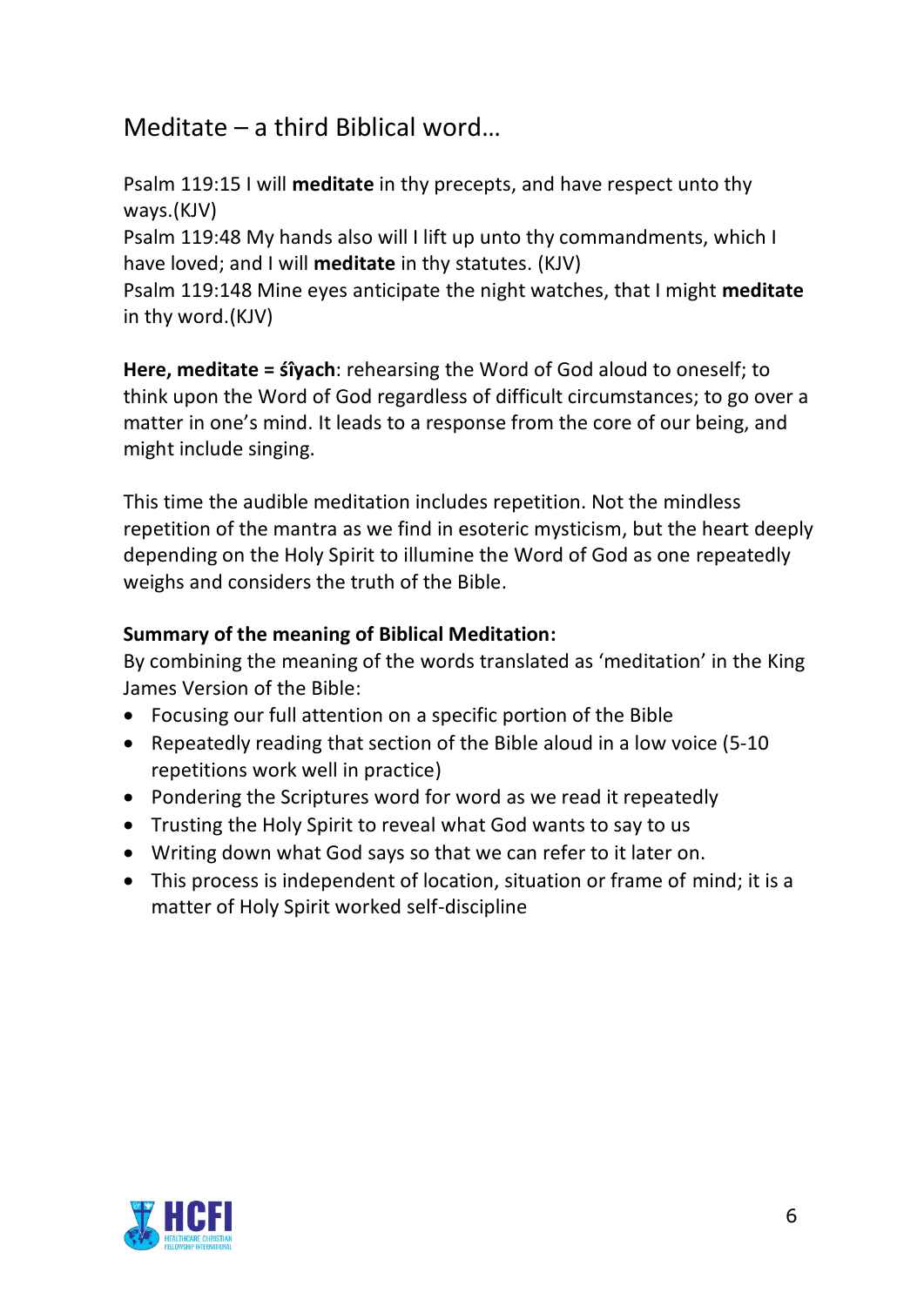## Meditate – a third Biblical word…

Psalm 119:15 I will **meditate** in thy precepts, and have respect unto thy ways.(KJV)
Psalm 119:48 My hands also will I lift up unto thy commandments, which I have loved; and I will **meditate** in thy statutes. (KJV)
Psalm 119:148 Mine eyes anticipate the night watches, that I might **meditate** in thy word.(KJV)

**Here, meditate = śîyach**: rehearsing the Word of God aloud to oneself; to think upon the Word of God regardless of difficult circumstances; to go over a matter in one's mind. It leads to a response from the core of our being, and might include singing.

This time the audible meditation includes repetition. Not the mindless repetition of the mantra as we find in esoteric mysticism, but the heart deeply depending on the Holy Spirit to illumine the Word of God as one repeatedly weighs and considers the truth of the Bible.

**Summary of the meaning of Biblical Meditation:**
By combining the meaning of the words translated as 'meditation' in the King James Version of the Bible:

- Focusing our full attention on a specific portion of the Bible
- Repeatedly reading that section of the Bible aloud in a low voice (5-10 repetitions work well in practice)
- Pondering the Scriptures word for word as we read it repeatedly
- Trusting the Holy Spirit to reveal what God wants to say to us
- Writing down what God says so that we can refer to it later on.
- This process is independent of location, situation or frame of mind; it is a matter of Holy Spirit worked self-discipline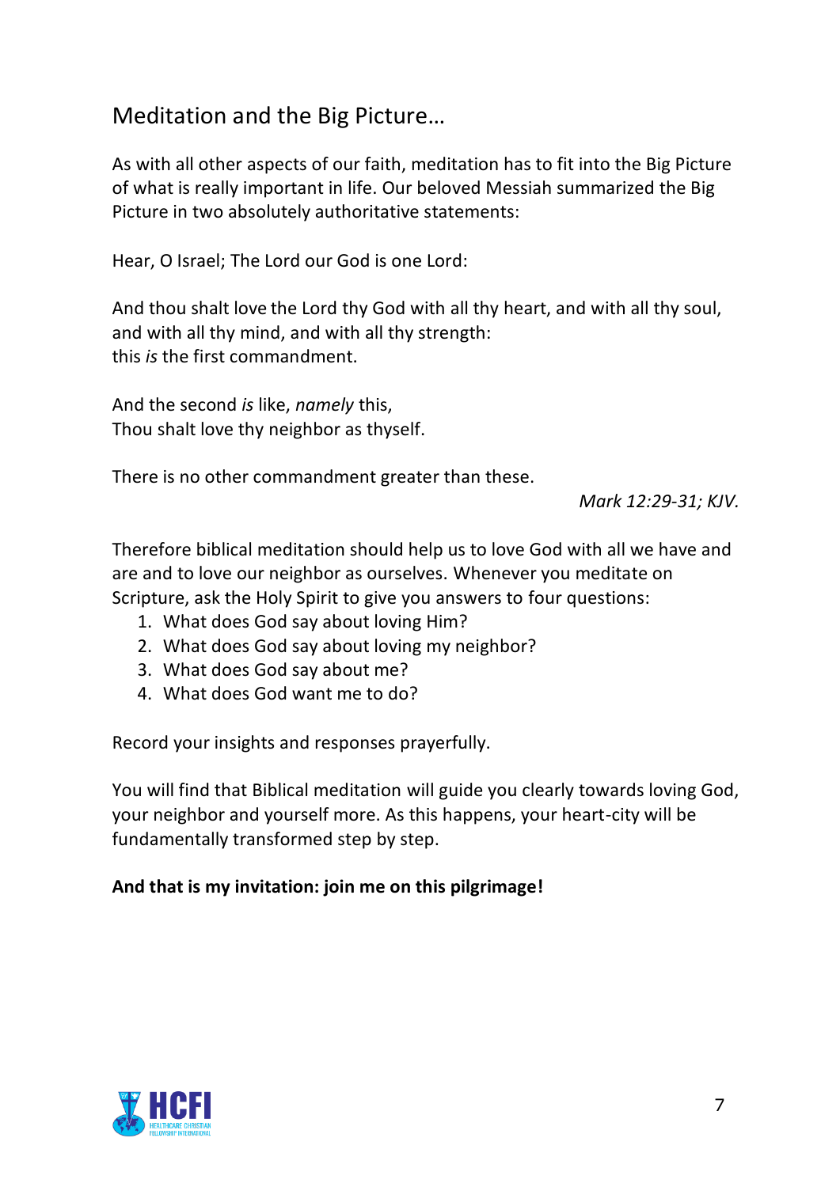## Meditation and the Big Picture…

As with all other aspects of our faith, meditation has to fit into the Big Picture of what is really important in life. Our beloved Messiah summarized the Big Picture in two absolutely authoritative statements:

Hear, O Israel; The Lord our God is one Lord:

And thou shalt love the Lord thy God with all thy heart, and with all thy soul, and with all thy mind, and with all thy strength:
this *is* the first commandment.

And the second *is* like, *namely* this,
Thou shalt love thy neighbor as thyself.

There is no other commandment greater than these.

*Mark 12:29-31; KJV.*

Therefore biblical meditation should help us to love God with all we have and are and to love our neighbor as ourselves. Whenever you meditate on Scripture, ask the Holy Spirit to give you answers to four questions:

1. What does God say about loving Him?
2. What does God say about loving my neighbor?
3. What does God say about me?
4. What does God want me to do?

Record your insights and responses prayerfully.

You will find that Biblical meditation will guide you clearly towards loving God, your neighbor and yourself more. As this happens, your heart-city will be fundamentally transformed step by step.

**And that is my invitation: join me on this pilgrimage!**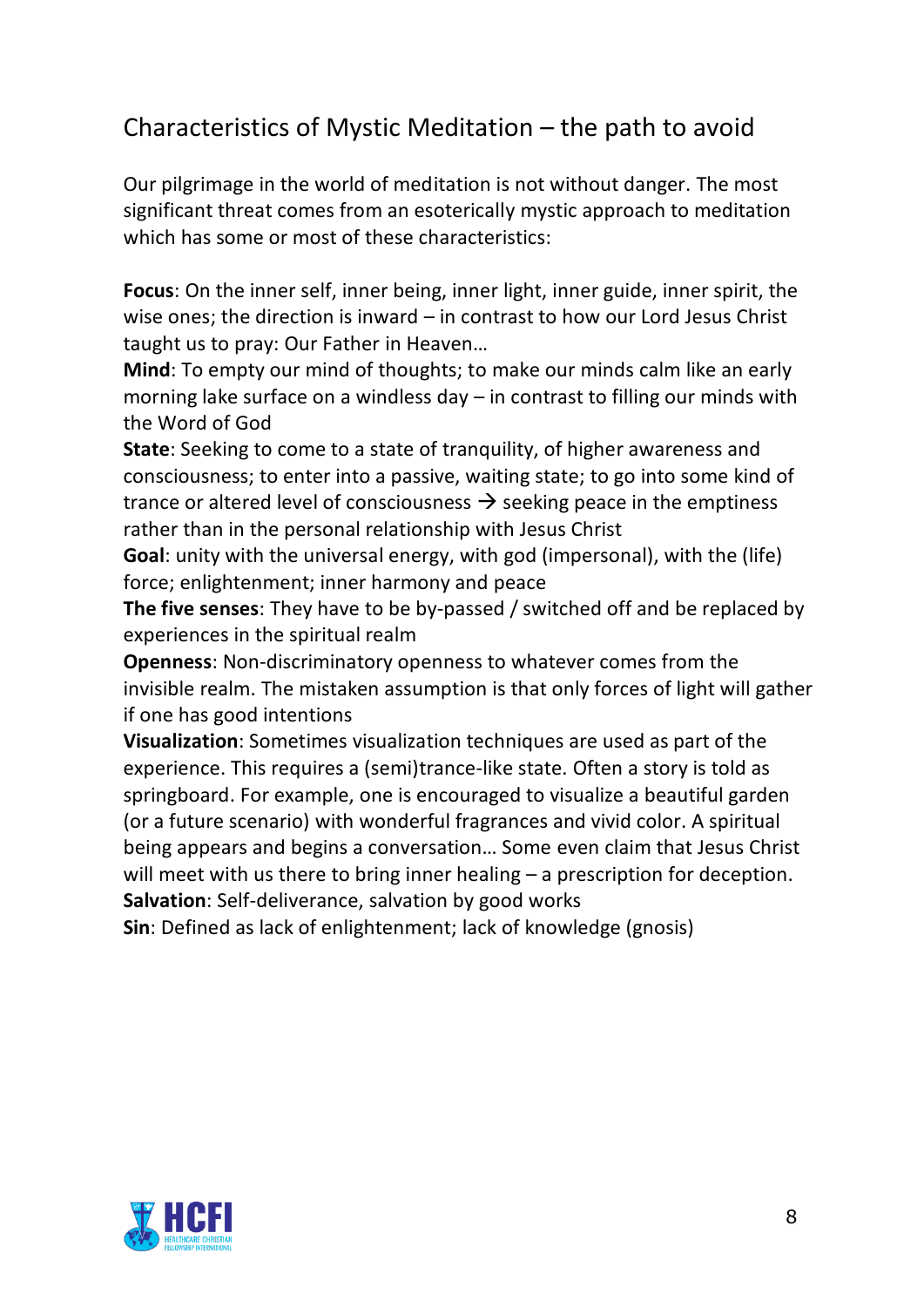## Characteristics of Mystic Meditation – the path to avoid

Our pilgrimage in the world of meditation is not without danger. The most significant threat comes from an esoterically mystic approach to meditation which has some or most of these characteristics:

**Focus**: On the inner self, inner being, inner light, inner guide, inner spirit, the wise ones; the direction is inward – in contrast to how our Lord Jesus Christ taught us to pray: Our Father in Heaven…

**Mind**: To empty our mind of thoughts; to make our minds calm like an early morning lake surface on a windless day – in contrast to filling our minds with the Word of God

**State**: Seeking to come to a state of tranquility, of higher awareness and consciousness; to enter into a passive, waiting state; to go into some kind of trance or altered level of consciousness → seeking peace in the emptiness rather than in the personal relationship with Jesus Christ

**Goal**: unity with the universal energy, with god (impersonal), with the (life) force; enlightenment; inner harmony and peace

**The five senses**: They have to be by-passed / switched off and be replaced by experiences in the spiritual realm

**Openness**: Non-discriminatory openness to whatever comes from the invisible realm. The mistaken assumption is that only forces of light will gather if one has good intentions

**Visualization**: Sometimes visualization techniques are used as part of the experience. This requires a (semi)trance-like state. Often a story is told as springboard. For example, one is encouraged to visualize a beautiful garden (or a future scenario) with wonderful fragrances and vivid color. A spiritual being appears and begins a conversation… Some even claim that Jesus Christ will meet with us there to bring inner healing – a prescription for deception.

**Salvation**: Self-deliverance, salvation by good works

**Sin**: Defined as lack of enlightenment; lack of knowledge (gnosis)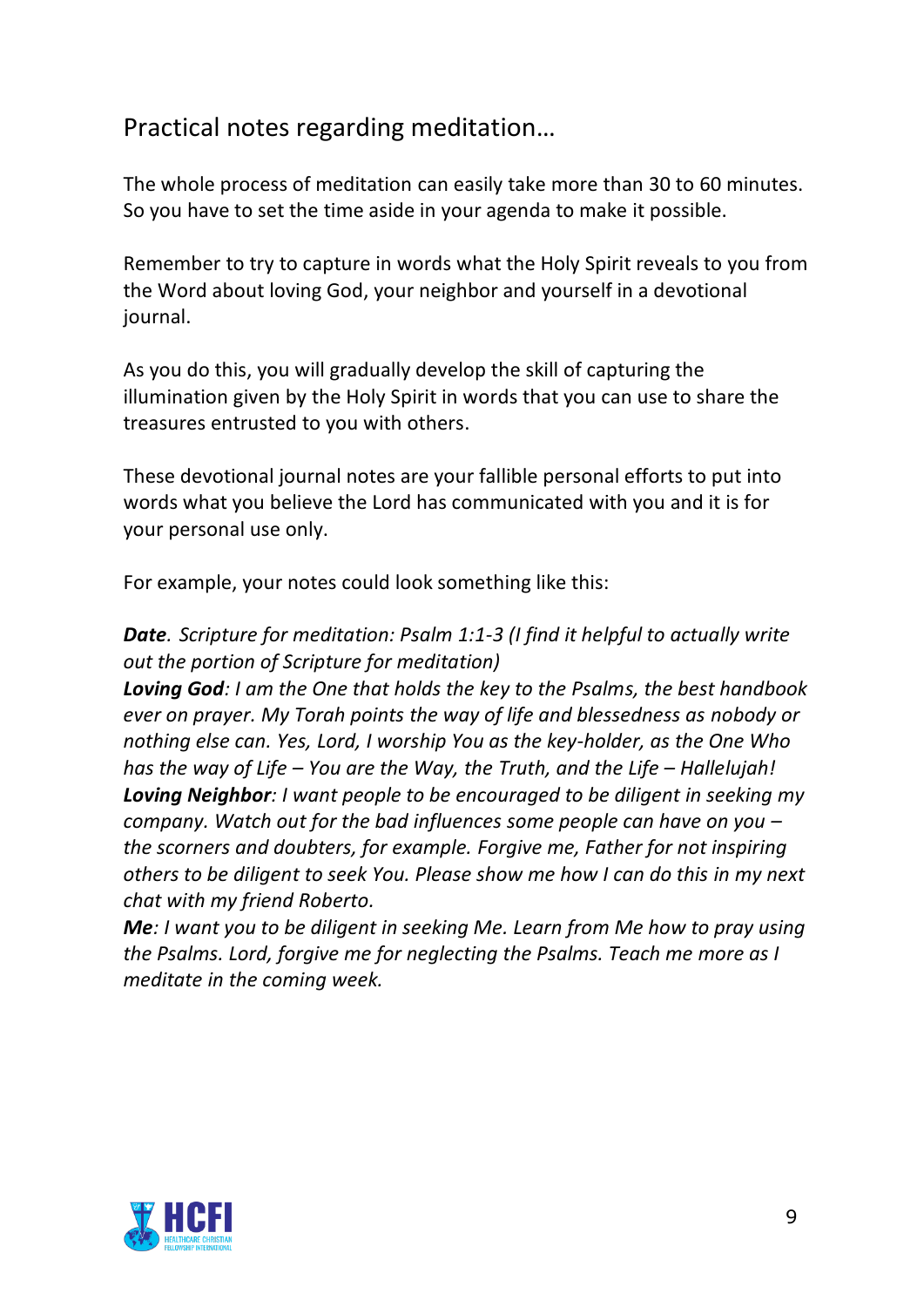## Practical notes regarding meditation…

The whole process of meditation can easily take more than 30 to 60 minutes. So you have to set the time aside in your agenda to make it possible.

Remember to try to capture in words what the Holy Spirit reveals to you from the Word about loving God, your neighbor and yourself in a devotional journal.

As you do this, you will gradually develop the skill of capturing the illumination given by the Holy Spirit in words that you can use to share the treasures entrusted to you with others.

These devotional journal notes are your fallible personal efforts to put into words what you believe the Lord has communicated with you and it is for your personal use only.

For example, your notes could look something like this:

***Date**. Scripture for meditation: Psalm 1:1-3 (I find it helpful to actually write out the portion of Scripture for meditation)*
***Loving God**: I am the One that holds the key to the Psalms, the best handbook ever on prayer. My Torah points the way of life and blessedness as nobody or nothing else can. Yes, Lord, I worship You as the key-holder, as the One Who has the way of Life – You are the Way, the Truth, and the Life – Hallelujah!*
***Loving Neighbor**: I want people to be encouraged to be diligent in seeking my company. Watch out for the bad influences some people can have on you – the scorners and doubters, for example. Forgive me, Father for not inspiring others to be diligent to seek You. Please show me how I can do this in my next chat with my friend Roberto.*
***Me**: I want you to be diligent in seeking Me. Learn from Me how to pray using the Psalms. Lord, forgive me for neglecting the Psalms. Teach me more as I meditate in the coming week.*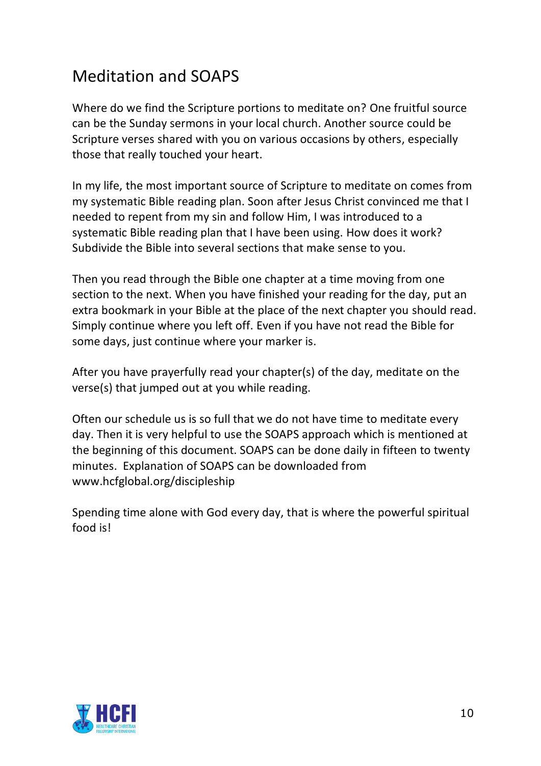## Meditation and SOAPS

Where do we find the Scripture portions to meditate on? One fruitful source can be the Sunday sermons in your local church. Another source could be Scripture verses shared with you on various occasions by others, especially those that really touched your heart.

In my life, the most important source of Scripture to meditate on comes from my systematic Bible reading plan. Soon after Jesus Christ convinced me that I needed to repent from my sin and follow Him, I was introduced to a systematic Bible reading plan that I have been using. How does it work? Subdivide the Bible into several sections that make sense to you.

Then you read through the Bible one chapter at a time moving from one section to the next. When you have finished your reading for the day, put an extra bookmark in your Bible at the place of the next chapter you should read. Simply continue where you left off. Even if you have not read the Bible for some days, just continue where your marker is.

After you have prayerfully read your chapter(s) of the day, meditate on the verse(s) that jumped out at you while reading.

Often our schedule us is so full that we do not have time to meditate every day. Then it is very helpful to use the SOAPS approach which is mentioned at the beginning of this document. SOAPS can be done daily in fifteen to twenty minutes. Explanation of SOAPS can be downloaded from www.hcfglobal.org/discipleship

Spending time alone with God every day, that is where the powerful spiritual food is!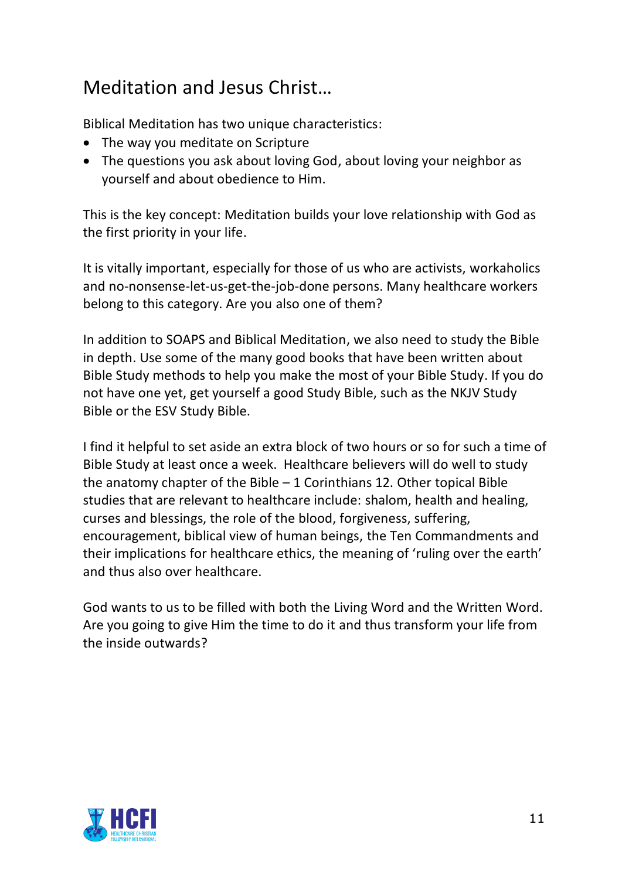# Meditation and Jesus Christ…

Biblical Meditation has two unique characteristics:

- The way you meditate on Scripture
- The questions you ask about loving God, about loving your neighbor as yourself and about obedience to Him.

This is the key concept: Meditation builds your love relationship with God as the first priority in your life.

It is vitally important, especially for those of us who are activists, workaholics and no-nonsense-let-us-get-the-job-done persons. Many healthcare workers belong to this category. Are you also one of them?

In addition to SOAPS and Biblical Meditation, we also need to study the Bible in depth. Use some of the many good books that have been written about Bible Study methods to help you make the most of your Bible Study. If you do not have one yet, get yourself a good Study Bible, such as the NKJV Study Bible or the ESV Study Bible.

I find it helpful to set aside an extra block of two hours or so for such a time of Bible Study at least once a week. Healthcare believers will do well to study the anatomy chapter of the Bible – 1 Corinthians 12. Other topical Bible studies that are relevant to healthcare include: shalom, health and healing, curses and blessings, the role of the blood, forgiveness, suffering, encouragement, biblical view of human beings, the Ten Commandments and their implications for healthcare ethics, the meaning of 'ruling over the earth' and thus also over healthcare.

God wants to us to be filled with both the Living Word and the Written Word. Are you going to give Him the time to do it and thus transform your life from the inside outwards?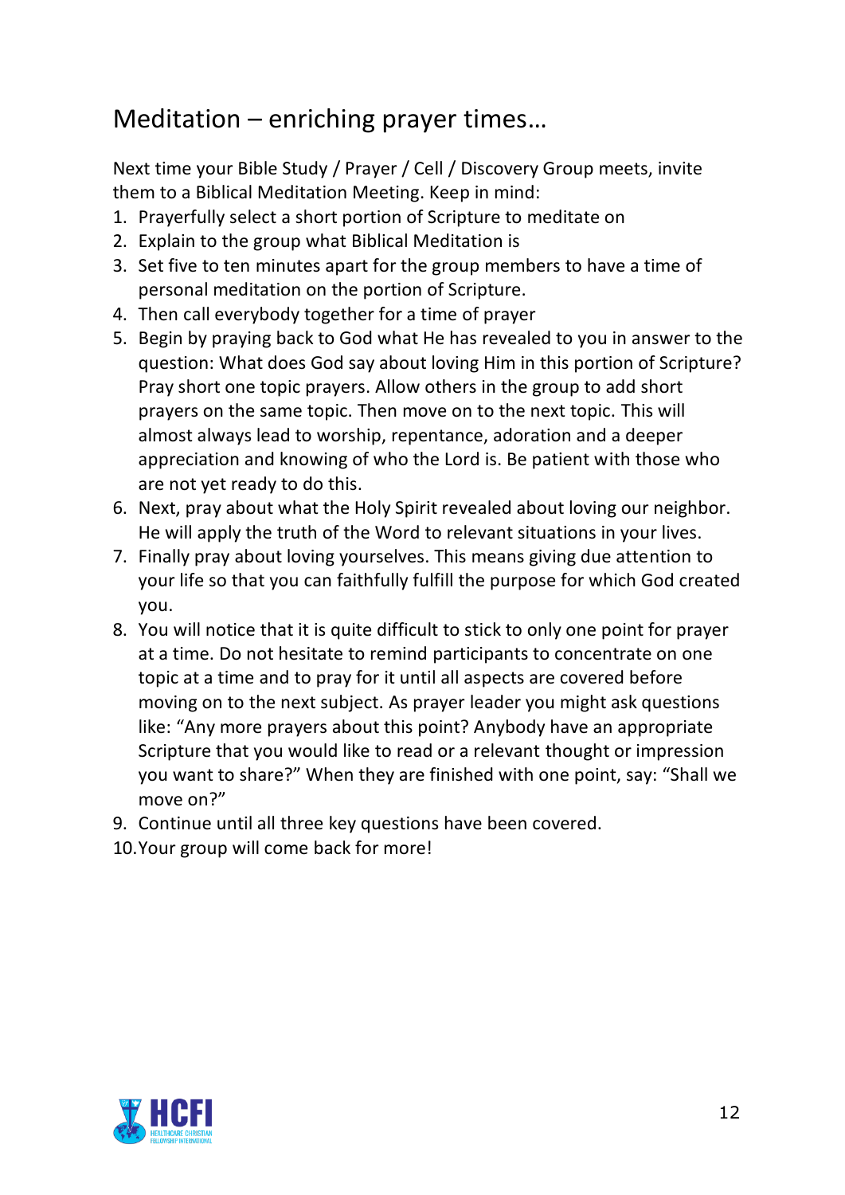## Meditation – enriching prayer times…

Next time your Bible Study / Prayer / Cell / Discovery Group meets, invite them to a Biblical Meditation Meeting. Keep in mind:

1. Prayerfully select a short portion of Scripture to meditate on
2. Explain to the group what Biblical Meditation is
3. Set five to ten minutes apart for the group members to have a time of personal meditation on the portion of Scripture.
4. Then call everybody together for a time of prayer
5. Begin by praying back to God what He has revealed to you in answer to the question: What does God say about loving Him in this portion of Scripture? Pray short one topic prayers. Allow others in the group to add short prayers on the same topic. Then move on to the next topic. This will almost always lead to worship, repentance, adoration and a deeper appreciation and knowing of who the Lord is. Be patient with those who are not yet ready to do this.
6. Next, pray about what the Holy Spirit revealed about loving our neighbor. He will apply the truth of the Word to relevant situations in your lives.
7. Finally pray about loving yourselves. This means giving due attention to your life so that you can faithfully fulfill the purpose for which God created you.
8. You will notice that it is quite difficult to stick to only one point for prayer at a time. Do not hesitate to remind participants to concentrate on one topic at a time and to pray for it until all aspects are covered before moving on to the next subject. As prayer leader you might ask questions like: "Any more prayers about this point? Anybody have an appropriate Scripture that you would like to read or a relevant thought or impression you want to share?" When they are finished with one point, say: "Shall we move on?"
9. Continue until all three key questions have been covered.
10. Your group will come back for more!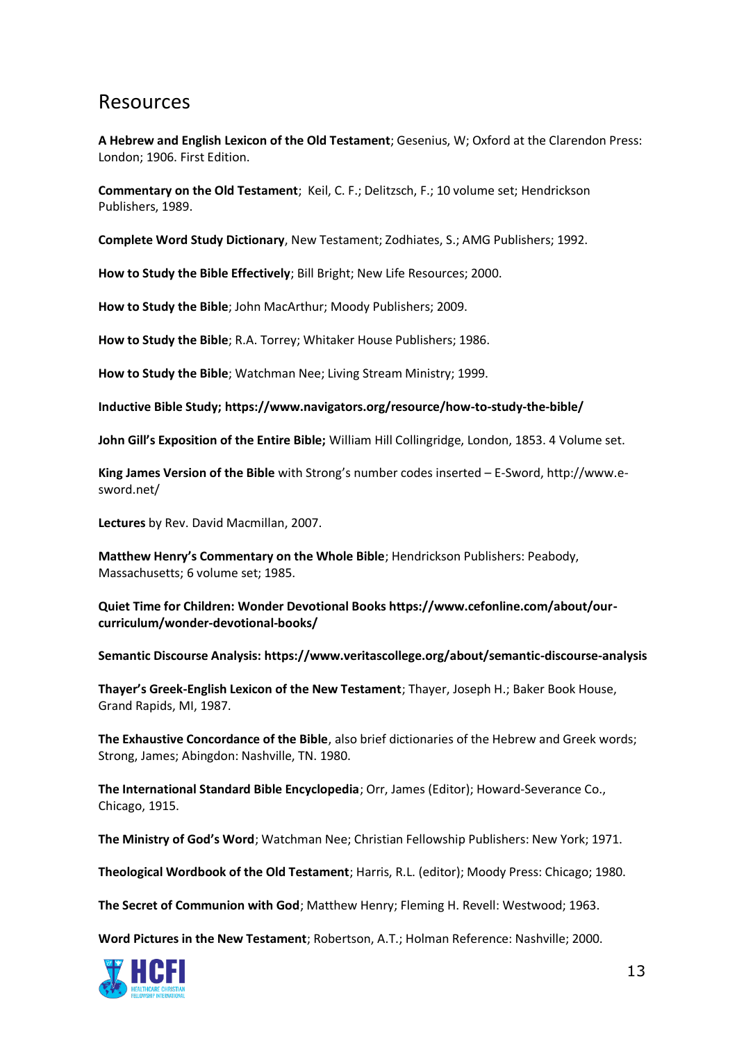# Resources

**A Hebrew and English Lexicon of the Old Testament**; Gesenius, W; Oxford at the Clarendon Press: London; 1906. First Edition.

**Commentary on the Old Testament**;  Keil, C. F.; Delitzsch, F.; 10 volume set; Hendrickson Publishers, 1989.

**Complete Word Study Dictionary**, New Testament; Zodhiates, S.; AMG Publishers; 1992.

**How to Study the Bible Effectively**; Bill Bright; New Life Resources; 2000.

**How to Study the Bible**; John MacArthur; Moody Publishers; 2009.

**How to Study the Bible**; R.A. Torrey; Whitaker House Publishers; 1986.

**How to Study the Bible**; Watchman Nee; Living Stream Ministry; 1999.

**Inductive Bible Study; https://www.navigators.org/resource/how-to-study-the-bible/**

**John Gill's Exposition of the Entire Bible;** William Hill Collingridge, London, 1853. 4 Volume set.

**King James Version of the Bible** with Strong's number codes inserted – E-Sword, http://www.e-sword.net/

**Lectures** by Rev. David Macmillan, 2007.

**Matthew Henry's Commentary on the Whole Bible**; Hendrickson Publishers: Peabody, Massachusetts; 6 volume set; 1985.

**Quiet Time for Children: Wonder Devotional Books https://www.cefonline.com/about/our-curriculum/wonder-devotional-books/**

**Semantic Discourse Analysis: https://www.veritascollege.org/about/semantic-discourse-analysis**

**Thayer's Greek-English Lexicon of the New Testament**; Thayer, Joseph H.; Baker Book House, Grand Rapids, MI, 1987.

**The Exhaustive Concordance of the Bible**, also brief dictionaries of the Hebrew and Greek words; Strong, James; Abingdon: Nashville, TN. 1980.

**The International Standard Bible Encyclopedia**; Orr, James (Editor); Howard-Severance Co., Chicago, 1915.

**The Ministry of God's Word**; Watchman Nee; Christian Fellowship Publishers: New York; 1971.

**Theological Wordbook of the Old Testament**; Harris, R.L. (editor); Moody Press: Chicago; 1980.

**The Secret of Communion with God**; Matthew Henry; Fleming H. Revell: Westwood; 1963.

**Word Pictures in the New Testament**; Robertson, A.T.; Holman Reference: Nashville; 2000.